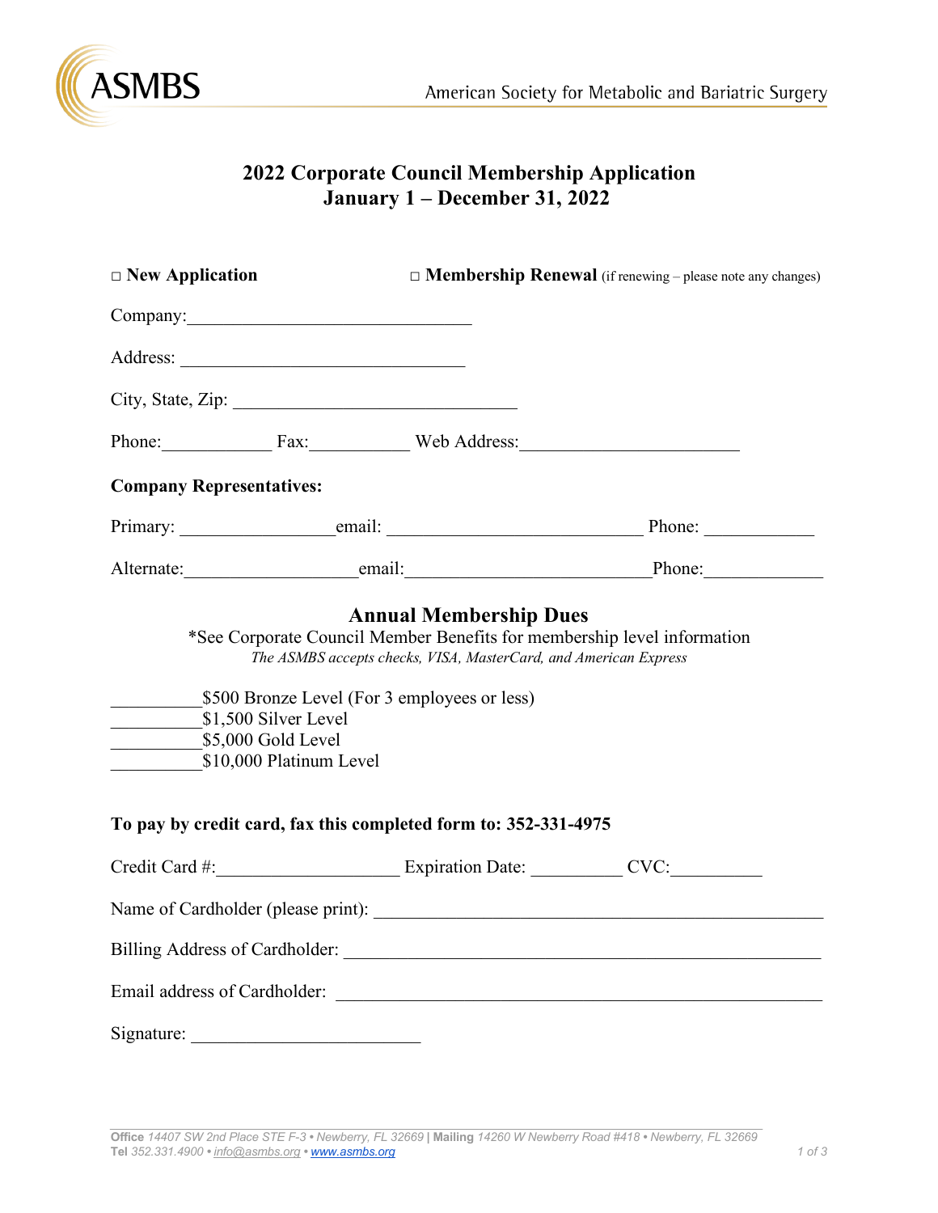# 2022 Corporate Council Membership Application
## January 1 – December 31, 2022

□ **New Application** □ **Membership Renewal** (if renewing – please note any changes)

Company:_______________________________

Address: _______________________________

City, State, Zip: _______________________________

Phone:____________ Fax:___________ Web Address:_______________________

**Company Representatives:**

Primary: ________________email: ___________________________ Phone: ____________

Alternate:__________________email:__________________________Phone:____________

## Annual Membership Dues

*See Corporate Council Member Benefits for membership level information

*The ASMBS accepts checks, VISA, MasterCard, and American Express*

__________$500 Bronze Level (For 3 employees or less)
__________$1,500 Silver Level
__________$5,000 Gold Level
__________$10,000 Platinum Level

**To pay by credit card, fax this completed form to: 352-331-4975**

Credit Card #:___________________ Expiration Date: __________ CVC:__________

Name of Cardholder (please print): ________________________________________________

Billing Address of Cardholder: ___________________________________________________

Email address of Cardholder: ____________________________________________________

Signature: _________________________

**Office** *14407 SW 2nd Place STE F-3 • Newberry, FL 32669* | **Mailing** *14260 W Newberry Road #418 • Newberry, FL 32669*
**Tel** *352.331.4900 • info@asmbs.org • www.asmbs.org*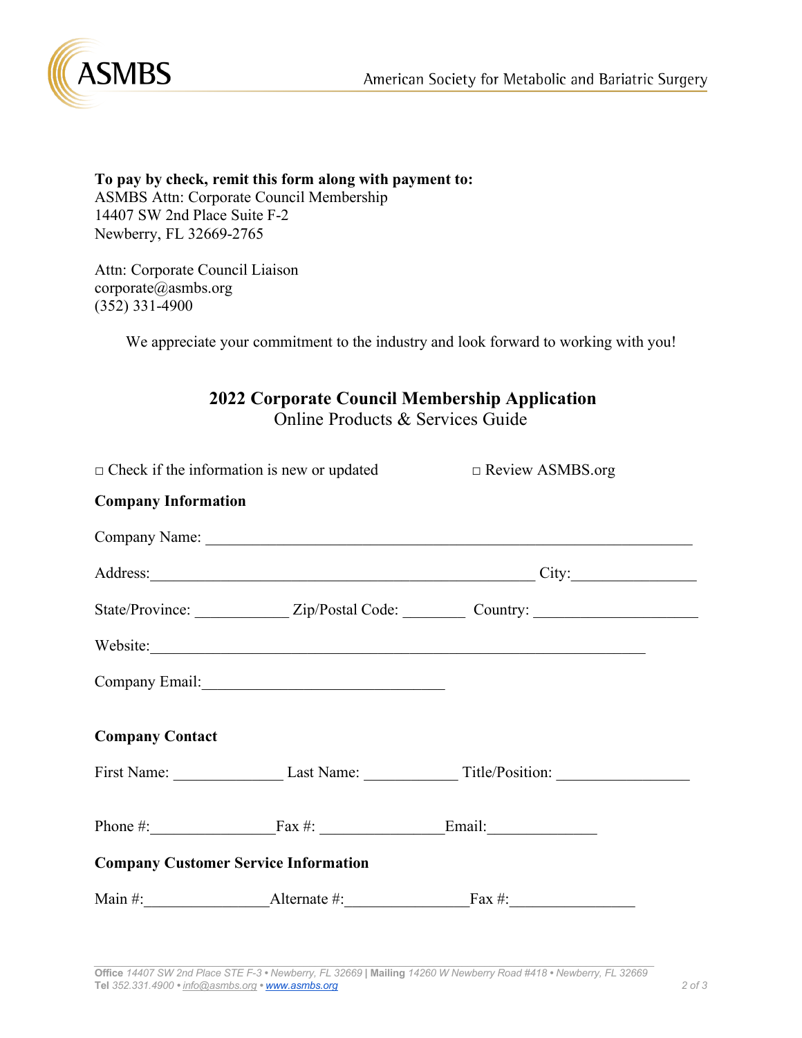**To pay by check, remit this form along with payment to:**
ASMBS Attn: Corporate Council Membership
14407 SW 2nd Place Suite F-2
Newberry, FL 32669-2765

Attn: Corporate Council Liaison
corporate@asmbs.org
(352) 331-4900

We appreciate your commitment to the industry and look forward to working with you!

## 2022 Corporate Council Membership Application

Online Products & Services Guide

□ Check if the information is new or updated □ Review ASMBS.org

**Company Information**

Company Name: ____________________________________________

Address: ____________________________________________ City: ______________

State/Province: ____________ Zip/Postal Code: ________ Country: ____________________

Website: ____________________________________________

Company Email: ______________________________

**Company Contact**

First Name: ______________ Last Name: ____________ Title/Position: ________________

Phone #: ________________ Fax #: ________________ Email: ______________

**Company Customer Service Information**

Main #: ________________ Alternate #: ________________ Fax #: ________________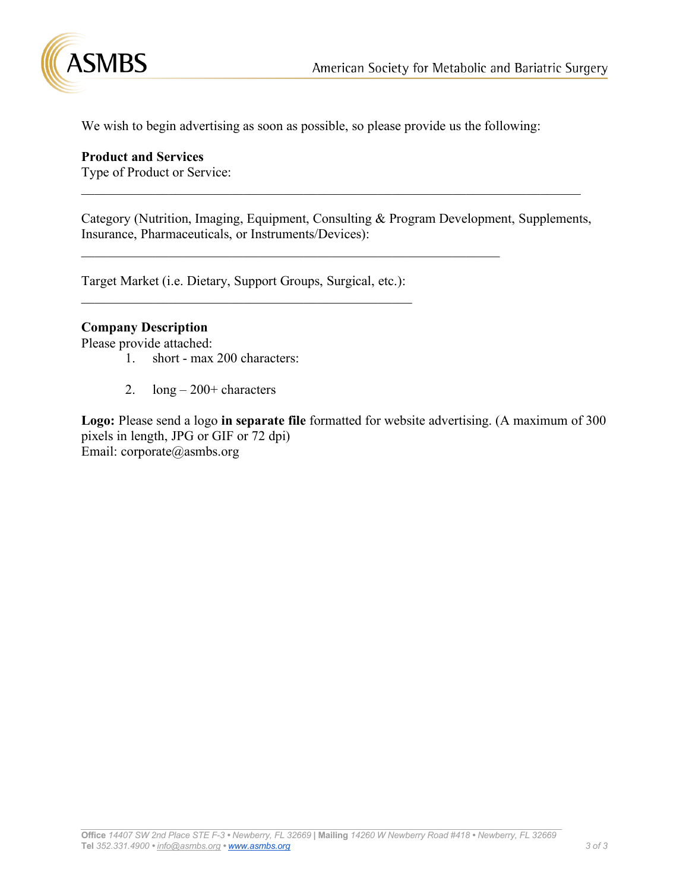We wish to begin advertising as soon as possible, so please provide us the following:

**Product and Services**

Type of Product or Service:

\_\_\_\_\_\_\_\_\_\_\_\_\_\_\_\_\_\_\_\_\_\_\_\_\_\_\_\_\_\_\_\_\_\_\_\_\_\_\_\_\_\_\_\_\_\_\_\_\_\_\_\_\_\_\_\_\_\_\_\_\_\_\_\_\_\_\_\_\_\_\_\_

Category (Nutrition, Imaging, Equipment, Consulting & Program Development, Supplements, Insurance, Pharmaceuticals, or Instruments/Devices):

\_\_\_\_\_\_\_\_\_\_\_\_\_\_\_\_\_\_\_\_\_\_\_\_\_\_\_\_\_\_\_\_\_\_\_\_\_\_\_\_\_\_\_\_\_\_\_\_\_\_\_\_\_\_\_\_\_\_\_

Target Market (i.e. Dietary, Support Groups, Surgical, etc.):

\_\_\_\_\_\_\_\_\_\_\_\_\_\_\_\_\_\_\_\_\_\_\_\_\_\_\_\_\_\_\_\_\_\_\_\_\_\_\_\_\_\_\_\_\_\_\_\_

**Company Description**

Please provide attached:

1. short - max 200 characters:
2. long – 200+ characters

**Logo:** Please send a logo **in separate file** formatted for website advertising. (A maximum of 300 pixels in length, JPG or GIF or 72 dpi)

Email: corporate@asmbs.org